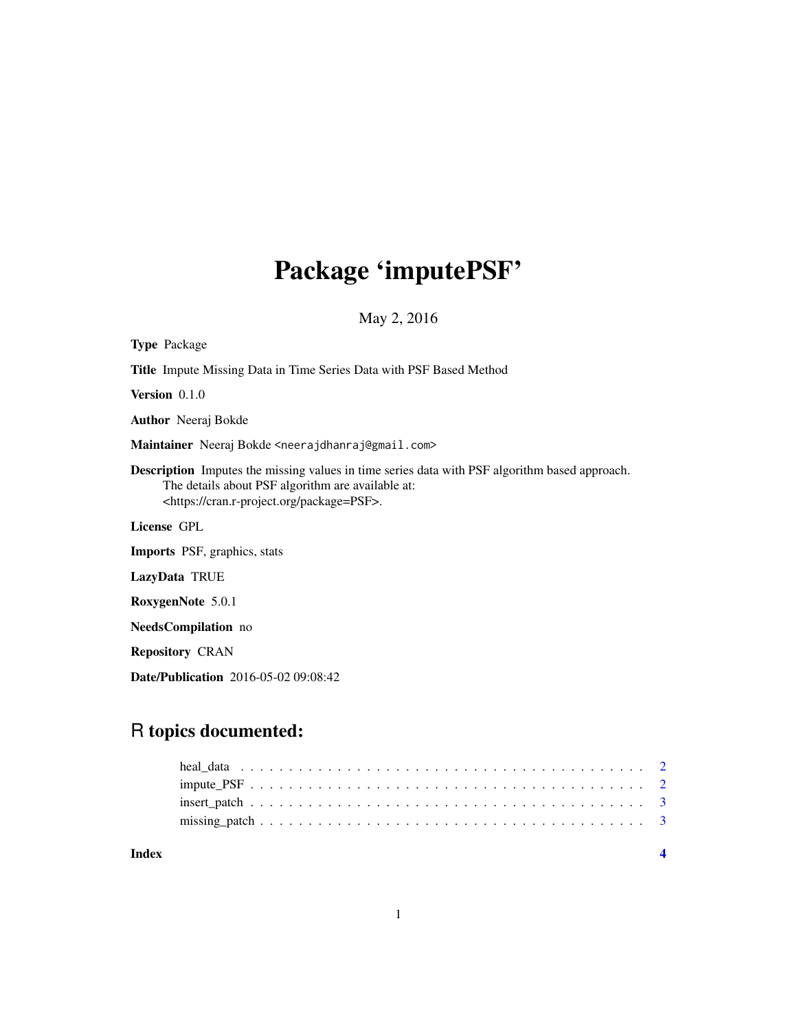# Package 'imputePSF'

May 2, 2016

**Type** Package

**Title** Impute Missing Data in Time Series Data with PSF Based Method

**Version** 0.1.0

**Author** Neeraj Bokde

**Maintainer** Neeraj Bokde <neerajdhanraj@gmail.com>

**Description** Imputes the missing values in time series data with PSF algorithm based approach. The details about PSF algorithm are available at: <https://cran.r-project.org/package=PSF>.

**License** GPL

**Imports** PSF, graphics, stats

**LazyData** TRUE

**RoxygenNote** 5.0.1

**NeedsCompilation** no

**Repository** CRAN

**Date/Publication** 2016-05-02 09:08:42

## R topics documented:

- heal_data . . . . . . . . . . . . . . . . . . . . . . . . . . . . . . . . . . . . . . . . . . 2
- impute_PSF . . . . . . . . . . . . . . . . . . . . . . . . . . . . . . . . . . . . . . . . . 2
- insert_patch . . . . . . . . . . . . . . . . . . . . . . . . . . . . . . . . . . . . . . . . . 3
- missing_patch . . . . . . . . . . . . . . . . . . . . . . . . . . . . . . . . . . . . . . . . 3

**Index** **4**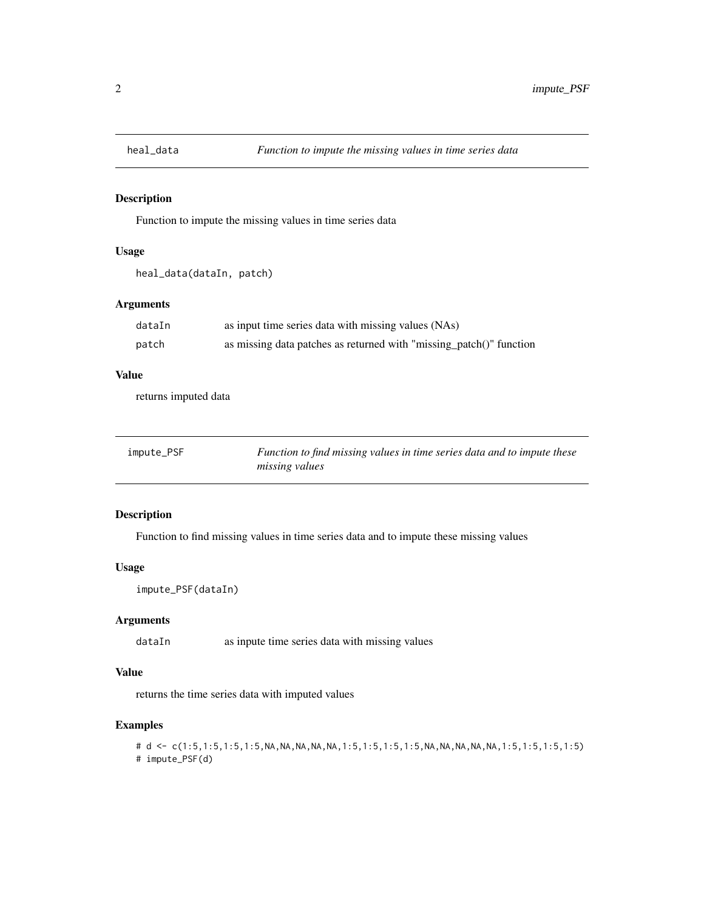## heal_data — *Function to impute the missing values in time series data*

### Description

Function to impute the missing values in time series data

### Usage

```
heal_data(dataIn, patch)
```

### Arguments

| | |
|---|---|
| `dataIn` | as input time series data with missing values (NAs) |
| `patch` | as missing data patches as returned with "missing_patch()" function |

### Value

returns imputed data

## impute_PSF — *Function to find missing values in time series data and to impute these missing values*

### Description

Function to find missing values in time series data and to impute these missing values

### Usage

```
impute_PSF(dataIn)
```

### Arguments

| | |
|---|---|
| `dataIn` | as inpute time series data with missing values |

### Value

returns the time series data with imputed values

### Examples

```
# d <- c(1:5,1:5,1:5,1:5,NA,NA,NA,NA,NA,1:5,1:5,1:5,1:5,NA,NA,NA,NA,NA,1:5,1:5,1:5,1:5)
# impute_PSF(d)
```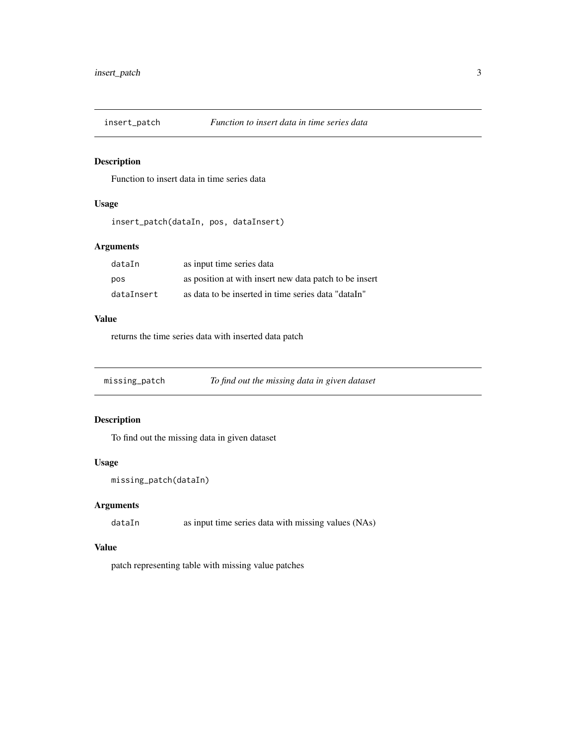## insert_patch — *Function to insert data in time series data*

### Description

Function to insert data in time series data

### Usage

```
insert_patch(dataIn, pos, dataInsert)
```

### Arguments

| | |
|---|---|
| `dataIn` | as input time series data |
| `pos` | as position at with insert new data patch to be insert |
| `dataInsert` | as data to be inserted in time series data "dataIn" |

### Value

returns the time series data with inserted data patch

## missing_patch — *To find out the missing data in given dataset*

### Description

To find out the missing data in given dataset

### Usage

```
missing_patch(dataIn)
```

### Arguments

| | |
|---|---|
| `dataIn` | as input time series data with missing values (NAs) |

### Value

patch representing table with missing value patches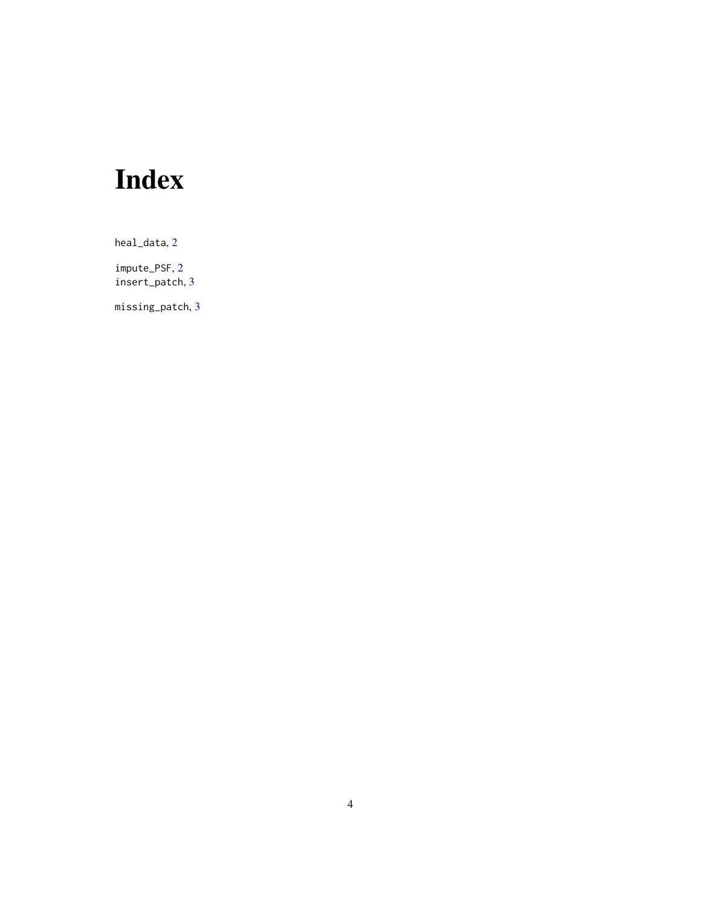# Index

heal_data, 2

impute_PSF, 2
insert_patch, 3

missing_patch, 3